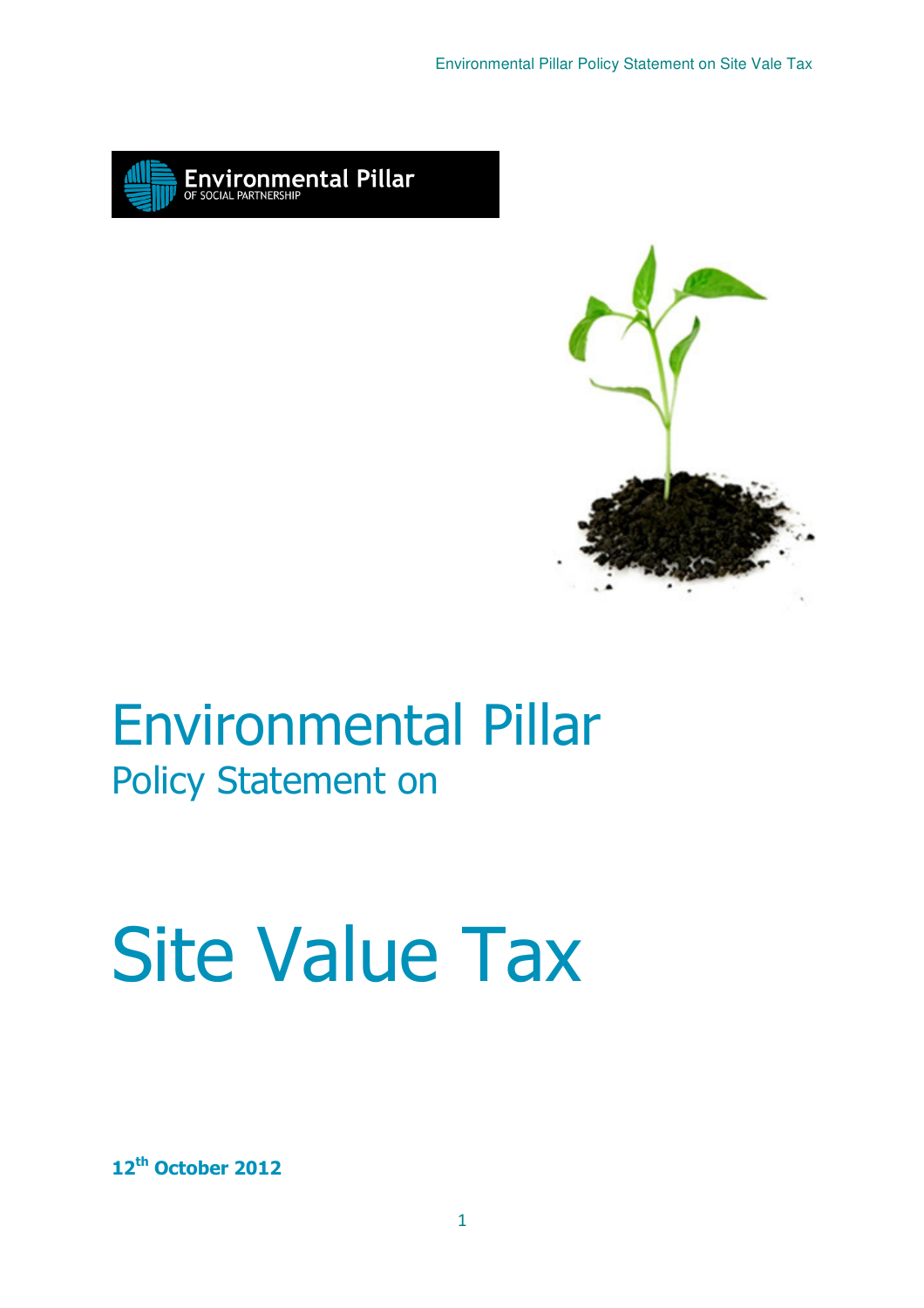Environmental Pillar
OF SOCIAL PARTNERSHIP

# Environmental Pillar
## Policy Statement on

# Site Value Tax

**12th October 2012**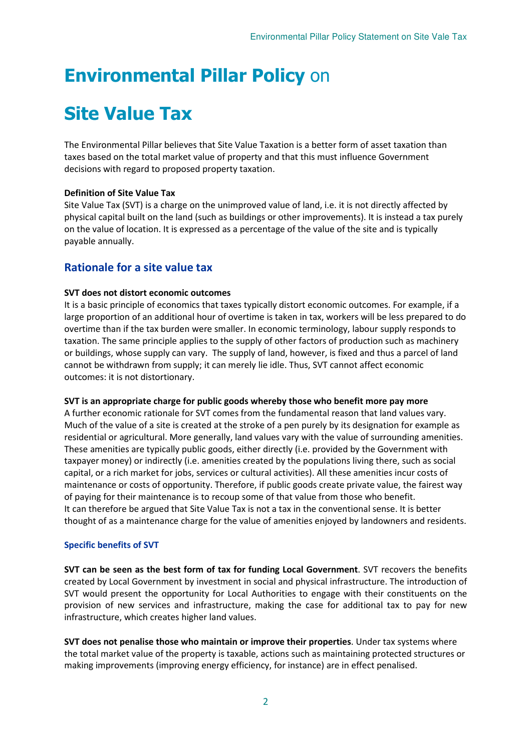# Environmental Pillar Policy on

# Site Value Tax

The Environmental Pillar believes that Site Value Taxation is a better form of asset taxation than taxes based on the total market value of property and that this must influence Government decisions with regard to proposed property taxation.

**Definition of Site Value Tax**

Site Value Tax (SVT) is a charge on the unimproved value of land, i.e. it is not directly affected by physical capital built on the land (such as buildings or other improvements). It is instead a tax purely on the value of location. It is expressed as a percentage of the value of the site and is typically payable annually.

## Rationale for a site value tax

**SVT does not distort economic outcomes**

It is a basic principle of economics that taxes typically distort economic outcomes. For example, if a large proportion of an additional hour of overtime is taken in tax, workers will be less prepared to do overtime than if the tax burden were smaller. In economic terminology, labour supply responds to taxation. The same principle applies to the supply of other factors of production such as machinery or buildings, whose supply can vary. The supply of land, however, is fixed and thus a parcel of land cannot be withdrawn from supply; it can merely lie idle. Thus, SVT cannot affect economic outcomes: it is not distortionary.

**SVT is an appropriate charge for public goods whereby those who benefit more pay more**

A further economic rationale for SVT comes from the fundamental reason that land values vary. Much of the value of a site is created at the stroke of a pen purely by its designation for example as residential or agricultural. More generally, land values vary with the value of surrounding amenities. These amenities are typically public goods, either directly (i.e. provided by the Government with taxpayer money) or indirectly (i.e. amenities created by the populations living there, such as social capital, or a rich market for jobs, services or cultural activities). All these amenities incur costs of maintenance or costs of opportunity. Therefore, if public goods create private value, the fairest way of paying for their maintenance is to recoup some of that value from those who benefit.
It can therefore be argued that Site Value Tax is not a tax in the conventional sense. It is better thought of as a maintenance charge for the value of amenities enjoyed by landowners and residents.

### Specific benefits of SVT

**SVT can be seen as the best form of tax for funding Local Government**. SVT recovers the benefits created by Local Government by investment in social and physical infrastructure. The introduction of SVT would present the opportunity for Local Authorities to engage with their constituents on the provision of new services and infrastructure, making the case for additional tax to pay for new infrastructure, which creates higher land values.

**SVT does not penalise those who maintain or improve their properties**. Under tax systems where the total market value of the property is taxable, actions such as maintaining protected structures or making improvements (improving energy efficiency, for instance) are in effect penalised.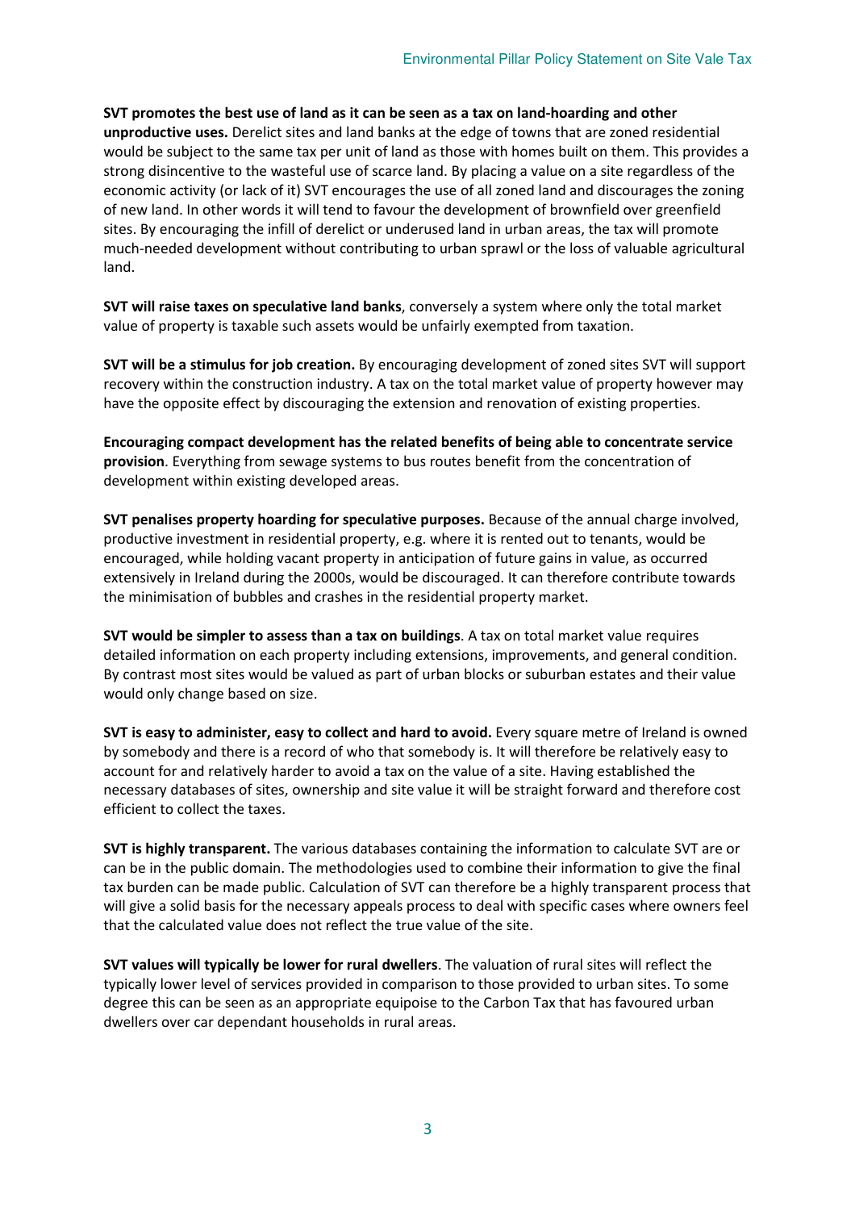**SVT promotes the best use of land as it can be seen as a tax on land-hoarding and other unproductive uses.** Derelict sites and land banks at the edge of towns that are zoned residential would be subject to the same tax per unit of land as those with homes built on them. This provides a strong disincentive to the wasteful use of scarce land. By placing a value on a site regardless of the economic activity (or lack of it) SVT encourages the use of all zoned land and discourages the zoning of new land. In other words it will tend to favour the development of brownfield over greenfield sites. By encouraging the infill of derelict or underused land in urban areas, the tax will promote much-needed development without contributing to urban sprawl or the loss of valuable agricultural land.

**SVT will raise taxes on speculative land banks**, conversely a system where only the total market value of property is taxable such assets would be unfairly exempted from taxation.

**SVT will be a stimulus for job creation.** By encouraging development of zoned sites SVT will support recovery within the construction industry. A tax on the total market value of property however may have the opposite effect by discouraging the extension and renovation of existing properties.

**Encouraging compact development has the related benefits of being able to concentrate service provision**. Everything from sewage systems to bus routes benefit from the concentration of development within existing developed areas.

**SVT penalises property hoarding for speculative purposes.** Because of the annual charge involved, productive investment in residential property, e.g. where it is rented out to tenants, would be encouraged, while holding vacant property in anticipation of future gains in value, as occurred extensively in Ireland during the 2000s, would be discouraged. It can therefore contribute towards the minimisation of bubbles and crashes in the residential property market.

**SVT would be simpler to assess than a tax on buildings**. A tax on total market value requires detailed information on each property including extensions, improvements, and general condition. By contrast most sites would be valued as part of urban blocks or suburban estates and their value would only change based on size.

**SVT is easy to administer, easy to collect and hard to avoid.** Every square metre of Ireland is owned by somebody and there is a record of who that somebody is. It will therefore be relatively easy to account for and relatively harder to avoid a tax on the value of a site. Having established the necessary databases of sites, ownership and site value it will be straight forward and therefore cost efficient to collect the taxes.

**SVT is highly transparent.** The various databases containing the information to calculate SVT are or can be in the public domain. The methodologies used to combine their information to give the final tax burden can be made public. Calculation of SVT can therefore be a highly transparent process that will give a solid basis for the necessary appeals process to deal with specific cases where owners feel that the calculated value does not reflect the true value of the site.

**SVT values will typically be lower for rural dwellers**. The valuation of rural sites will reflect the typically lower level of services provided in comparison to those provided to urban sites. To some degree this can be seen as an appropriate equipoise to the Carbon Tax that has favoured urban dwellers over car dependant households in rural areas.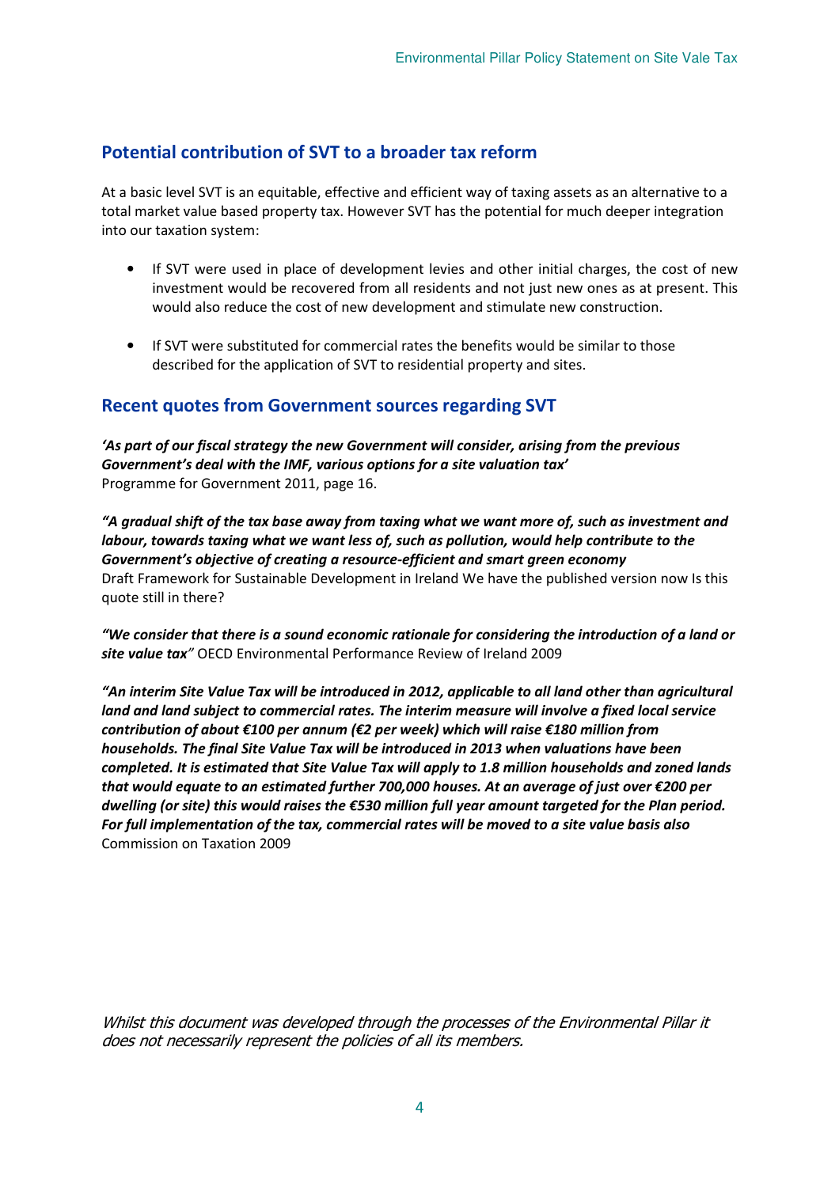## Potential contribution of SVT to a broader tax reform

At a basic level SVT is an equitable, effective and efficient way of taxing assets as an alternative to a total market value based property tax. However SVT has the potential for much deeper integration into our taxation system:

- If SVT were used in place of development levies and other initial charges, the cost of new investment would be recovered from all residents and not just new ones as at present. This would also reduce the cost of new development and stimulate new construction.

- If SVT were substituted for commercial rates the benefits would be similar to those described for the application of SVT to residential property and sites.

## Recent quotes from Government sources regarding SVT

***'As part of our fiscal strategy the new Government will consider, arising from the previous Government's deal with the IMF, various options for a site valuation tax'***
Programme for Government 2011, page 16.

***"A gradual shift of the tax base away from taxing what we want more of, such as investment and labour, towards taxing what we want less of, such as pollution, would help contribute to the Government's objective of creating a resource-efficient and smart green economy***
Draft Framework for Sustainable Development in Ireland We have the published version now Is this quote still in there?

***"We consider that there is a sound economic rationale for considering the introduction of a land or site value tax"*** OECD Environmental Performance Review of Ireland 2009

***"An interim Site Value Tax will be introduced in 2012, applicable to all land other than agricultural land and land subject to commercial rates. The interim measure will involve a fixed local service contribution of about €100 per annum (€2 per week) which will raise €180 million from households. The final Site Value Tax will be introduced in 2013 when valuations have been completed. It is estimated that Site Value Tax will apply to 1.8 million households and zoned lands that would equate to an estimated further 700,000 houses. At an average of just over €200 per dwelling (or site) this would raises the €530 million full year amount targeted for the Plan period. For full implementation of the tax, commercial rates will be moved to a site value basis also***
Commission on Taxation 2009

*Whilst this document was developed through the processes of the Environmental Pillar it does not necessarily represent the policies of all its members.*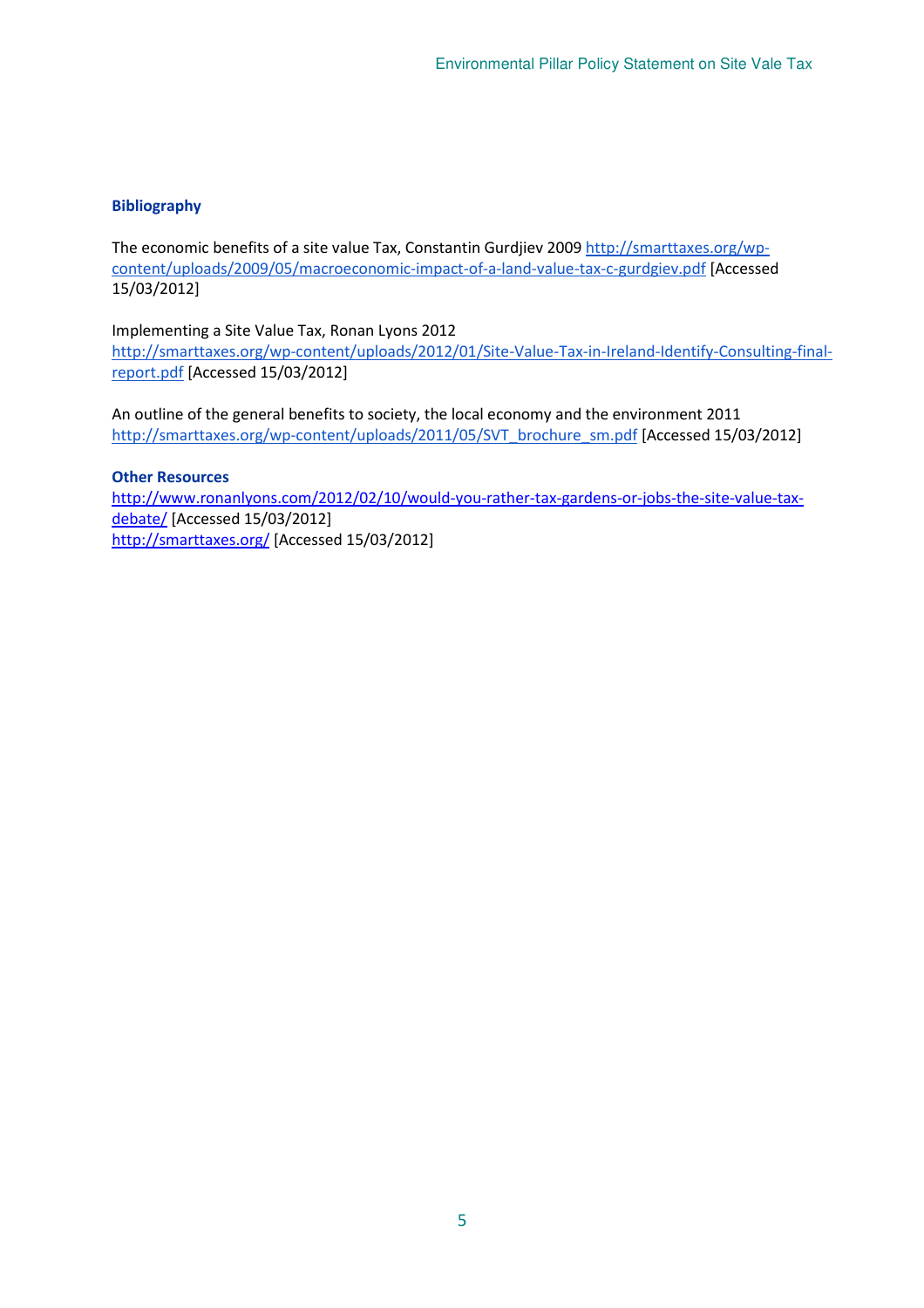**Bibliography**

The economic benefits of a site value Tax, Constantin Gurdjiev 2009 http://smarttaxes.org/wp-content/uploads/2009/05/macroeconomic-impact-of-a-land-value-tax-c-gurdgiev.pdf [Accessed 15/03/2012]

Implementing a Site Value Tax, Ronan Lyons 2012
http://smarttaxes.org/wp-content/uploads/2012/01/Site-Value-Tax-in-Ireland-Identify-Consulting-final-report.pdf [Accessed 15/03/2012]

An outline of the general benefits to society, the local economy and the environment 2011
http://smarttaxes.org/wp-content/uploads/2011/05/SVT_brochure_sm.pdf [Accessed 15/03/2012]

**Other Resources**
http://www.ronanlyons.com/2012/02/10/would-you-rather-tax-gardens-or-jobs-the-site-value-tax-debate/ [Accessed 15/03/2012]
http://smarttaxes.org/ [Accessed 15/03/2012]